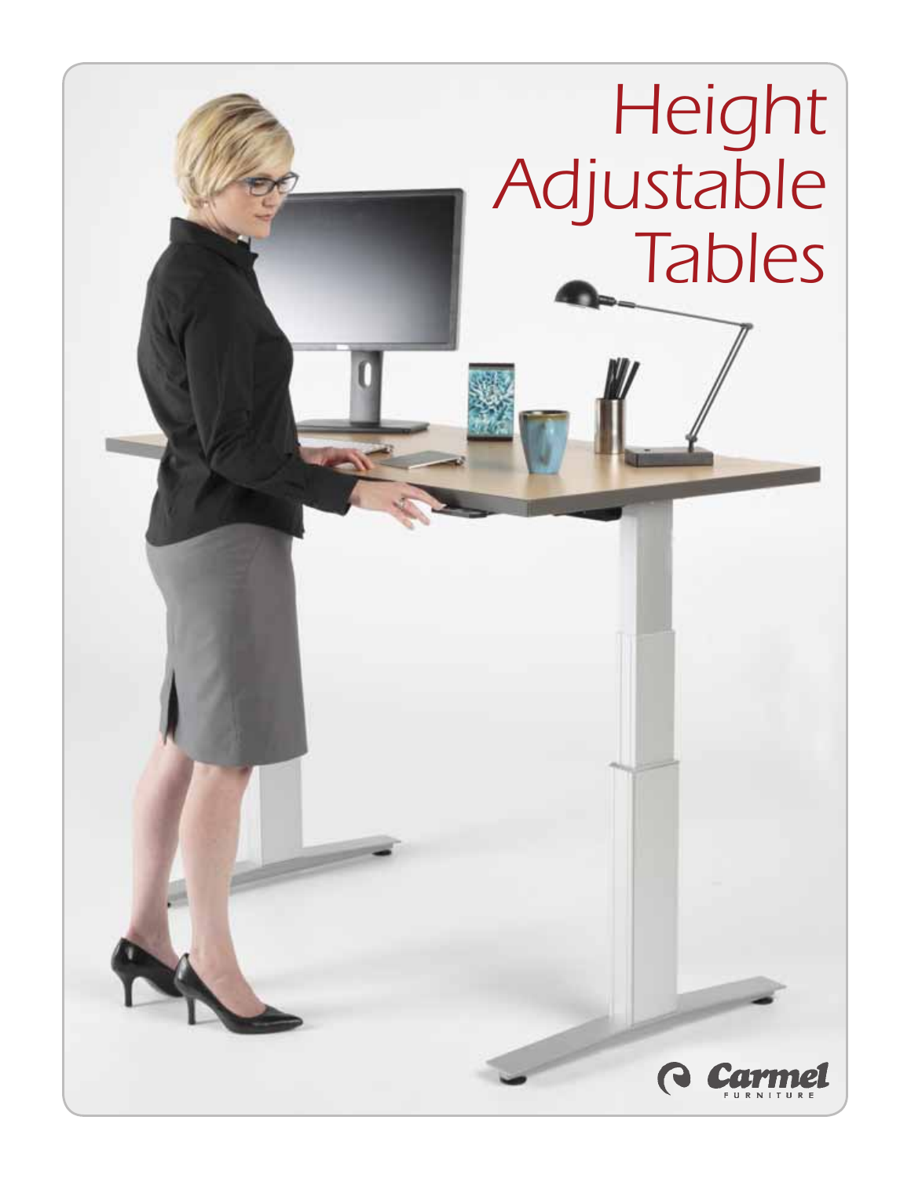# Height Adjustable Tables

Carmel FURNITURE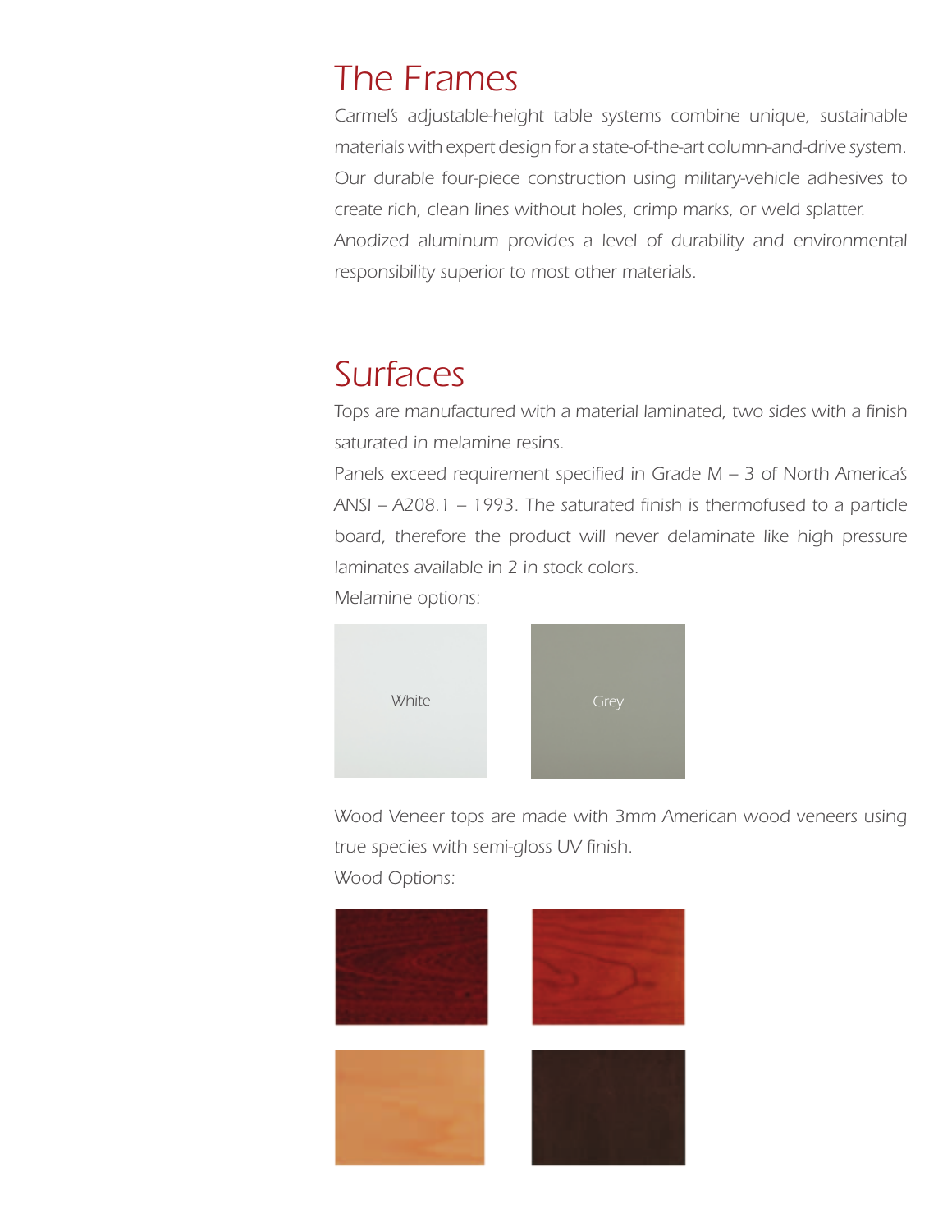# The Frames

*Carmel's adjustable-height table systems combine unique, sustainable materials with expert design for a state-of-the-art column-and-drive system. Our durable four-piece construction using military-vehicle adhesives to create rich, clean lines without holes, crimp marks, or weld splatter. Anodized aluminum provides a level of durability and environmental responsibility superior to most other materials.*

# Surfaces

*Tops are manufactured with a material laminated, two sides with a finish saturated in melamine resins.*

*Panels exceed requirement specified in Grade M – 3 of North America's ANSI – A208.1 – 1993. The saturated finish is thermofused to a particle board, therefore the product will never delaminate like high pressure laminates available in 2 in stock colors.*

*Melamine options:*

White

Grey

*Wood Veneer tops are made with 3mm American wood veneers using true species with semi-gloss UV finish.*

*Wood Options:*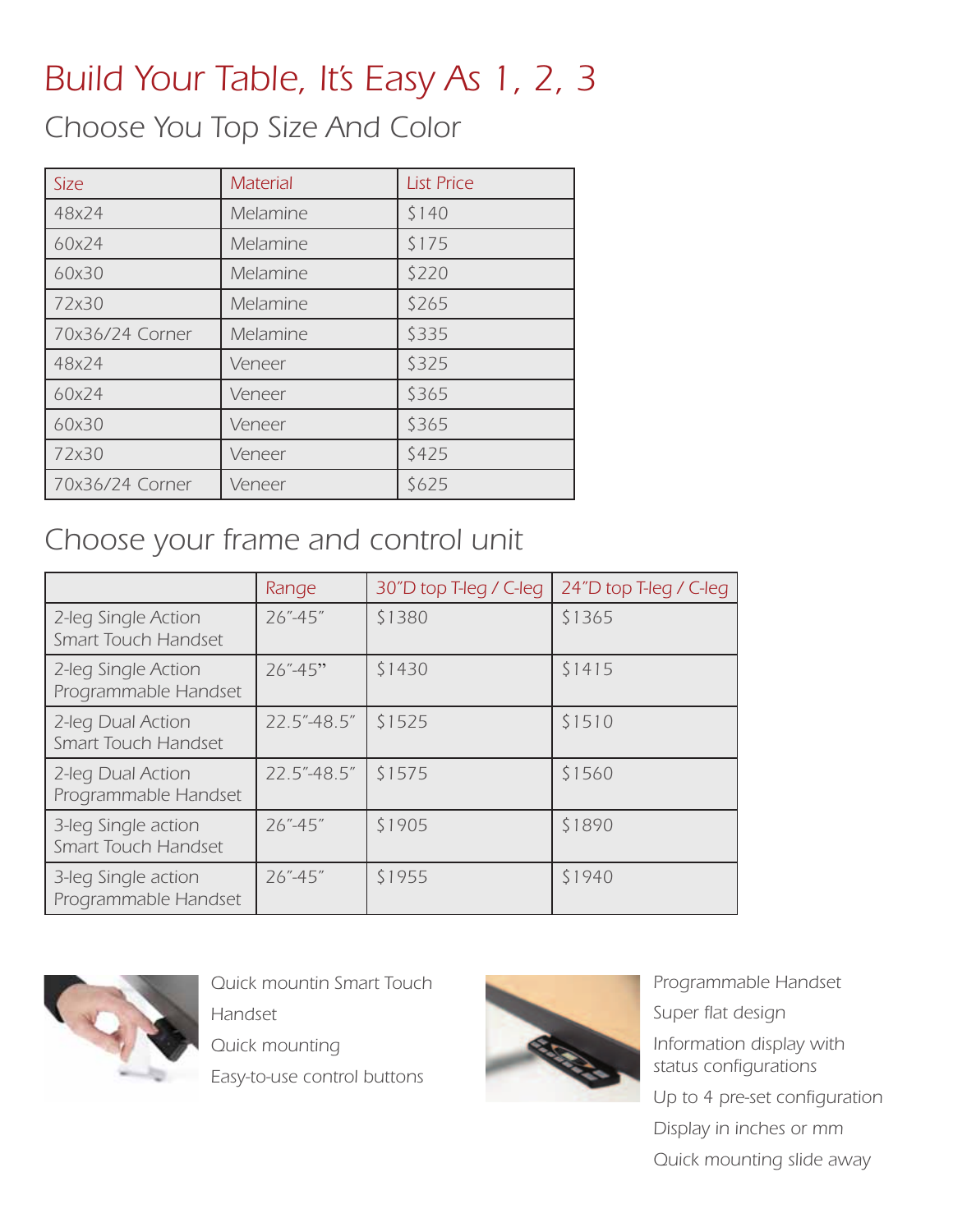# Build Your Table, It's Easy As 1, 2, 3

## Choose You Top Size And Color

| Size | Material | List Price |
| --- | --- | --- |
| 48x24 | Melamine | $140 |
| 60x24 | Melamine | $175 |
| 60x30 | Melamine | $220 |
| 72x30 | Melamine | $265 |
| 70x36/24 Corner | Melamine | $335 |
| 48x24 | Veneer | $325 |
| 60x24 | Veneer | $365 |
| 60x30 | Veneer | $365 |
| 72x30 | Veneer | $425 |
| 70x36/24 Corner | Veneer | $625 |

## Choose your frame and control unit

| | Range | 30"D top T-leg / C-leg | 24"D top T-leg / C-leg |
| --- | --- | --- | --- |
| 2-leg Single Action Smart Touch Handset | 26"-45" | $1380 | $1365 |
| 2-leg Single Action Programmable Handset | 26"-45" | $1430 | $1415 |
| 2-leg Dual Action Smart Touch Handset | 22.5"-48.5" | $1525 | $1510 |
| 2-leg Dual Action Programmable Handset | 22.5"-48.5" | $1575 | $1560 |
| 3-leg Single action Smart Touch Handset | 26"-45" | $1905 | $1890 |
| 3-leg Single action Programmable Handset | 26"-45" | $1955 | $1940 |

Quick mountin Smart Touch Handset

Quick mounting

Easy-to-use control buttons

Programmable Handset

Super flat design

Information display with status configurations

Up to 4 pre-set configuration

Display in inches or mm

Quick mounting slide away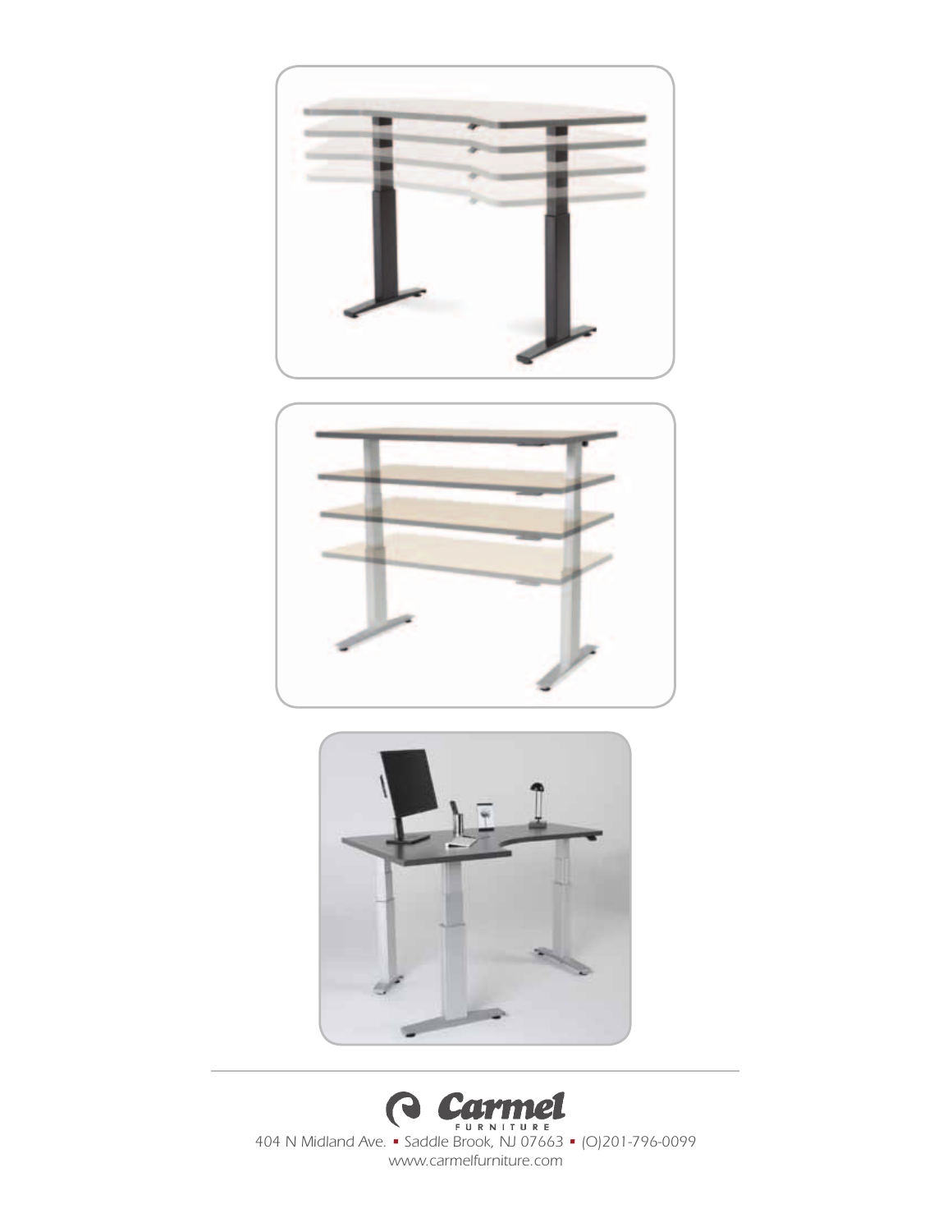Carmel

FURNITURE

404 N Midland Ave. ▪ Saddle Brook, NJ 07663 ▪ (O)201-796-0099

www.carmelfurniture.com